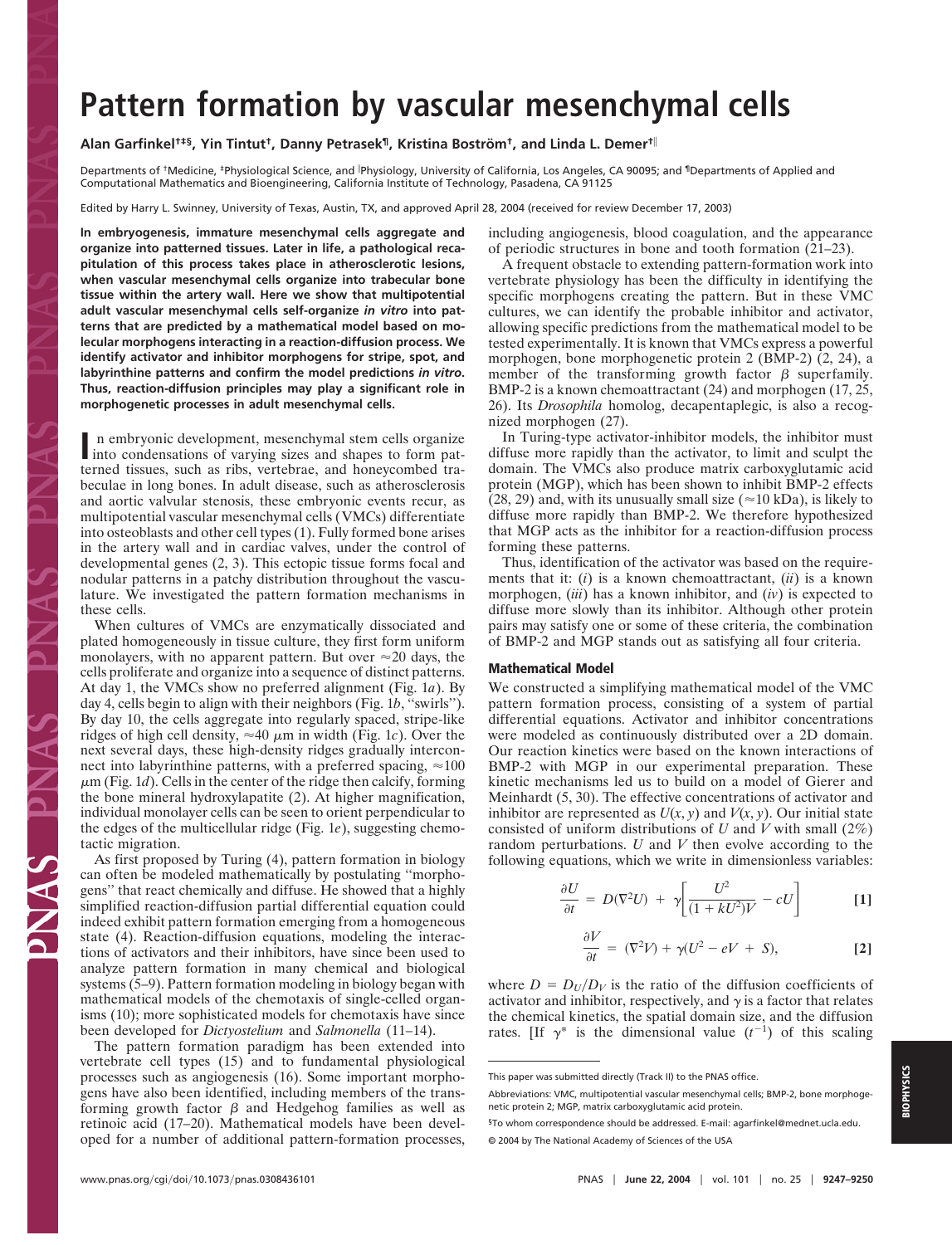# Pattern formation by vascular mesenchymal cells

**Alan Garfinkel[†‡§], Yin Tintut[†], Danny Petrasek[¶], Kristina Boström[†], and Linda L. Demer[†‖]**

Departments of [†]Medicine, [‡]Physiological Science, and [‖]Physiology, University of California, Los Angeles, CA 90095; and [¶]Departments of Applied and Computational Mathematics and Bioengineering, California Institute of Technology, Pasadena, CA 91125

Edited by Harry L. Swinney, University of Texas, Austin, TX, and approved April 28, 2004 (received for review December 17, 2003)

**In embryogenesis, immature mesenchymal cells aggregate and organize into patterned tissues. Later in life, a pathological recapitulation of this process takes place in atherosclerotic lesions, when vascular mesenchymal cells organize into trabecular bone tissue within the artery wall. Here we show that multipotential adult vascular mesenchymal cells self-organize *in vitro* into patterns that are predicted by a mathematical model based on molecular morphogens interacting in a reaction-diffusion process. We identify activator and inhibitor morphogens for stripe, spot, and labyrinthine patterns and confirm the model predictions *in vitro*. Thus, reaction-diffusion principles may play a significant role in morphogenetic processes in adult mesenchymal cells.**

In embryonic development, mesenchymal stem cells organize into condensations of varying sizes and shapes to form patterned tissues, such as ribs, vertebrae, and honeycombed trabeculae in long bones. In adult disease, such as atherosclerosis and aortic valvular stenosis, these embryonic events recur, as multipotential vascular mesenchymal cells (VMCs) differentiate into osteoblasts and other cell types (1). Fully formed bone arises in the artery wall and in cardiac valves, under the control of developmental genes (2, 3). This ectopic tissue forms focal and nodular patterns in a patchy distribution throughout the vasculature. We investigated the pattern formation mechanisms in these cells.

When cultures of VMCs are enzymatically dissociated and plated homogeneously in tissue culture, they first form uniform monolayers, with no apparent pattern. But over ≈20 days, the cells proliferate and organize into a sequence of distinct patterns. At day 1, the VMCs show no preferred alignment (Fig. 1*a*). By day 4, cells begin to align with their neighbors (Fig. 1*b*, "swirls"). By day 10, the cells aggregate into regularly spaced, stripe-like ridges of high cell density, ≈40 μm in width (Fig. 1*c*). Over the next several days, these high-density ridges gradually interconnect into labyrinthine patterns, with a preferred spacing, ≈100 μm (Fig. 1*d*). Cells in the center of the ridge then calcify, forming the bone mineral hydroxylapatite (2). At higher magnification, individual monolayer cells can be seen to orient perpendicular to the edges of the multicellular ridge (Fig. 1*e*), suggesting chemotactic migration.

As first proposed by Turing (4), pattern formation in biology can often be modeled mathematically by postulating "morphogens" that react chemically and diffuse. He showed that a highly simplified reaction-diffusion partial differential equation could indeed exhibit pattern formation emerging from a homogeneous state (4). Reaction-diffusion equations, modeling the interactions of activators and their inhibitors, have since been used to analyze pattern formation in many chemical and biological systems (5–9). Pattern formation modeling in biology began with mathematical models of the chemotaxis of single-celled organisms (10); more sophisticated models for chemotaxis have since been developed for *Dictyostelium* and *Salmonella* (11–14).

The pattern formation paradigm has been extended into vertebrate cell types (15) and to fundamental physiological processes such as angiogenesis (16). Some important morphogens have also been identified, including members of the transforming growth factor β and Hedgehog families as well as retinoic acid (17–20). Mathematical models have been developed for a number of additional pattern-formation processes, including angiogenesis, blood coagulation, and the appearance of periodic structures in bone and tooth formation (21–23).

A frequent obstacle to extending pattern-formation work into vertebrate physiology has been the difficulty in identifying the specific morphogens creating the pattern. But in these VMC cultures, we can identify the probable inhibitor and activator, allowing specific predictions from the mathematical model to be tested experimentally. It is known that VMCs express a powerful morphogen, bone morphogenetic protein 2 (BMP-2) (2, 24), a member of the transforming growth factor β superfamily. BMP-2 is a known chemoattractant (24) and morphogen (17, 25, 26). Its *Drosophila* homolog, decapentaplegic, is also a recognized morphogen (27).

In Turing-type activator-inhibitor models, the inhibitor must diffuse more rapidly than the activator, to limit and sculpt the domain. The VMCs also produce matrix carboxyglutamic acid protein (MGP), which has been shown to inhibit BMP-2 effects (28, 29) and, with its unusually small size (≈10 kDa), is likely to diffuse more rapidly than BMP-2. We therefore hypothesized that MGP acts as the inhibitor for a reaction-diffusion process forming these patterns.

Thus, identification of the activator was based on the requirements that it: (*i*) is a known chemoattractant, (*ii*) is a known morphogen, (*iii*) has a known inhibitor, and (*iv*) is expected to diffuse more slowly than its inhibitor. Although other protein pairs may satisfy one or some of these criteria, the combination of BMP-2 and MGP stands out as satisfying all four criteria.

## Mathematical Model

We constructed a simplifying mathematical model of the VMC pattern formation process, consisting of a system of partial differential equations. Activator and inhibitor concentrations were modeled as continuously distributed over a 2D domain. Our reaction kinetics were based on the known interactions of BMP-2 with MGP in our experimental preparation. These kinetic mechanisms led us to build on a model of Gierer and Meinhardt (5, 30). The effective concentrations of activator and inhibitor are represented as $U(x, y)$ and $V(x, y)$. Our initial state consisted of uniform distributions of $U$ and $V$ with small (2%) random perturbations. $U$ and $V$ then evolve according to the following equations, which we write in dimensionless variables:

$$\frac{\partial U}{\partial t} = D(\nabla^2 U) + \gamma\left[\frac{U^2}{(1 + kU^2)V} - cU\right] \qquad [1]$$

$$\frac{\partial V}{\partial t} = (\nabla^2 V) + \gamma(U^2 - eV + S), \qquad [2]$$

where $D = D_U/D_V$ is the ratio of the diffusion coefficients of activator and inhibitor, respectively, and $\gamma$ is a factor that relates the chemical kinetics, the spatial domain size, and the diffusion rates. [If $\gamma^*$ is the dimensional value ($t^{-1}$) of this scaling

---

This paper was submitted directly (Track II) to the PNAS office.

Abbreviations: VMC, multipotential vascular mesenchymal cells; BMP-2, bone morphogenetic protein 2; MGP, matrix carboxyglutamic acid protein.

[§]To whom correspondence should be addressed. E-mail: agarfinkel@mednet.ucla.edu.

© 2004 by The National Academy of Sciences of the USA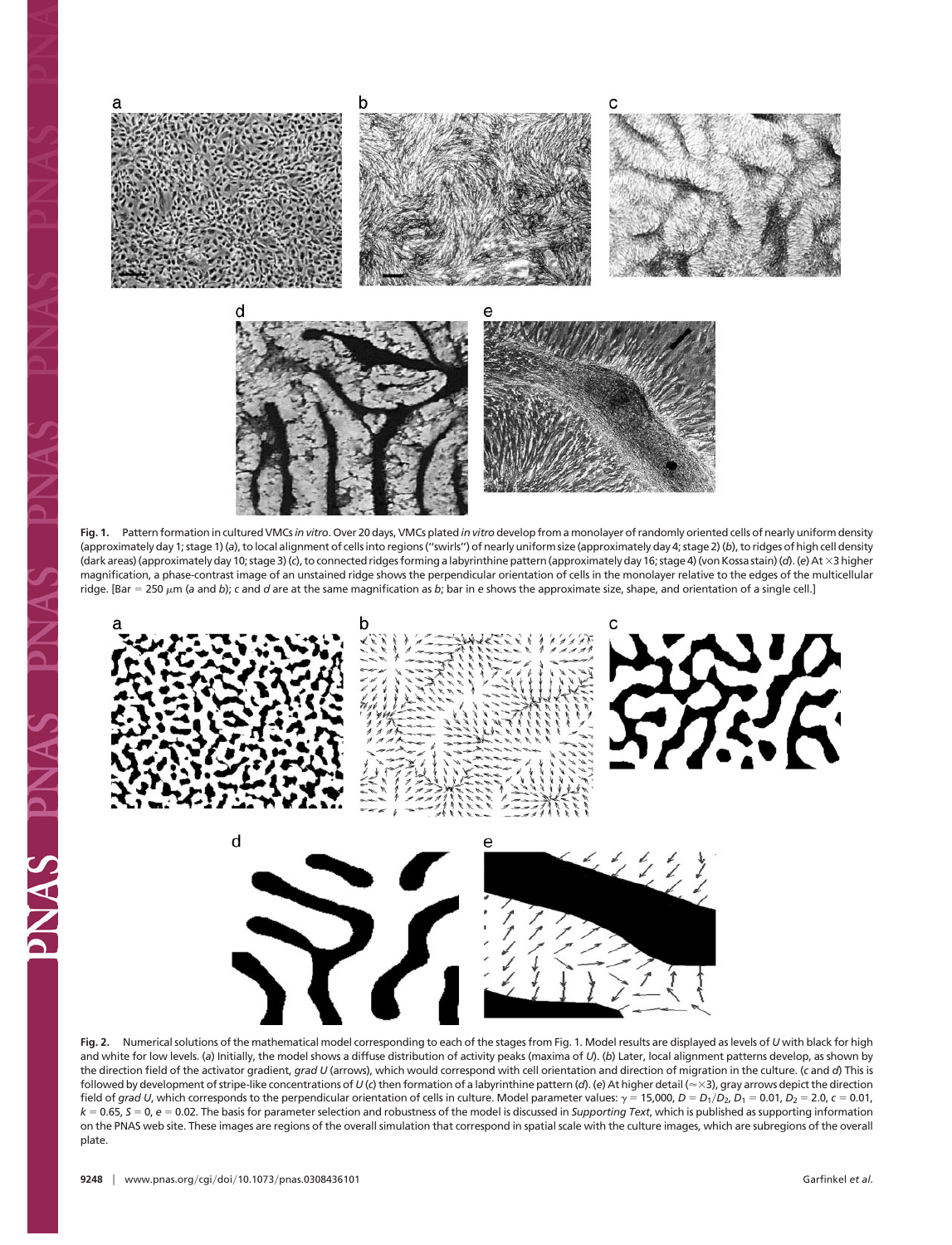**Fig. 1.** Pattern formation in cultured VMCs *in vitro*. Over 20 days, VMCs plated *in vitro* develop from a monolayer of randomly oriented cells of nearly uniform density (approximately day 1; stage 1) (*a*), to local alignment of cells into regions ("swirls") of nearly uniform size (approximately day 4; stage 2) (*b*), to ridges of high cell density (dark areas) (approximately day 10; stage 3) (*c*), to connected ridges forming a labyrinthine pattern (approximately day 16; stage 4) (von Kossa stain) (*d*). (*e*) At ×3 higher magnification, a phase-contrast image of an unstained ridge shows the perpendicular orientation of cells in the monolayer relative to the edges of the multicellular ridge. [Bar = 250 $\mu$m (*a* and *b*); *c* and *d* are at the same magnification as *b*; bar in *e* shows the approximate size, shape, and orientation of a single cell.]

**Fig. 2.** Numerical solutions of the mathematical model corresponding to each of the stages from Fig. 1. Model results are displayed as levels of $U$ with black for high and white for low levels. (*a*) Initially, the model shows a diffuse distribution of activity peaks (maxima of $U$). (*b*) Later, local alignment patterns develop, as shown by the direction field of the activator gradient, *grad U* (arrows), which would correspond with cell orientation and direction of migration in the culture. (*c* and *d*) This is followed by development of stripe-like concentrations of $U$ (*c*) then formation of a labyrinthine pattern (*d*). (*e*) At higher detail (≈×3), gray arrows depict the direction field of *grad U*, which corresponds to the perpendicular orientation of cells in culture. Model parameter values: $\gamma = 15{,}000$, $D = D_1/D_2$, $D_1 = 0.01$, $D_2 = 2.0$, $c = 0.01$, $k = 0.65$, $S = 0$, $e = 0.02$. The basis for parameter selection and robustness of the model is discussed in *Supporting Text*, which is published as supporting information on the PNAS web site. These images are regions of the overall simulation that correspond in spatial scale with the culture images, which are subregions of the overall plate.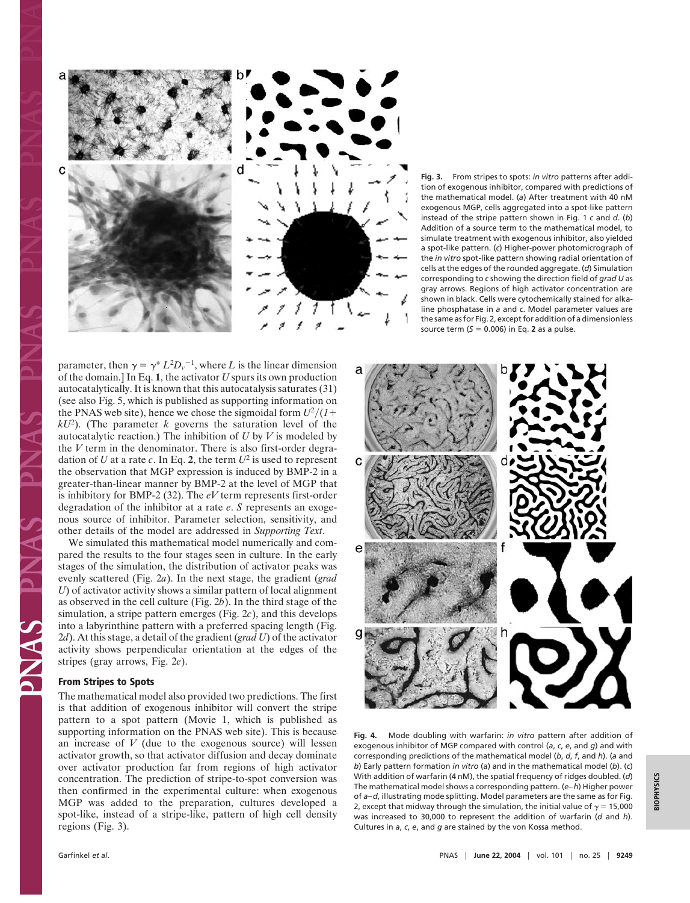**Fig. 3.** From stripes to spots: *in vitro* patterns after addition of exogenous inhibitor, compared with predictions of the mathematical model. (*a*) After treatment with 40 nM exogenous MGP, cells aggregated into a spot-like pattern instead of the stripe pattern shown in Fig. 1 *c* and *d*. (*b*) Addition of a source term to the mathematical model, to simulate treatment with exogenous inhibitor, also yielded a spot-like pattern. (*c*) Higher-power photomicrograph of the *in vitro* spot-like pattern showing radial orientation of cells at the edges of the rounded aggregate. (*d*) Simulation corresponding to *c* showing the direction field of *grad U* as gray arrows. Regions of high activator concentration are shown in black. Cells were cytochemically stained for alkaline phosphatase in *a* and *c*. Model parameter values are the same as for Fig. 2, except for addition of a dimensionless source term ($S = 0.006$) in Eq. **2** as a pulse.

parameter, then $\gamma = \gamma^* L^2 D_v^{-1}$, where $L$ is the linear dimension of the domain.] In Eq. **1**, the activator $U$ spurs its own production autocatalytically. It is known that this autocatalysis saturates (31) (see also Fig. 5, which is published as supporting information on the PNAS web site), hence we chose the sigmoidal form $U^2/(1+kU^2)$. (The parameter $k$ governs the saturation level of the autocatalytic reaction.) The inhibition of $U$ by $V$ is modeled by the $V$ term in the denominator. There is also first-order degradation of $U$ at a rate $c$. In Eq. **2**, the term $U^2$ is used to represent the observation that MGP expression is induced by BMP-2 in a greater-than-linear manner by BMP-2 at the level of MGP that is inhibitory for BMP-2 (32). The $eV$ term represents first-order degradation of the inhibitor at a rate $e$. $S$ represents an exogenous source of inhibitor. Parameter selection, sensitivity, and other details of the model are addressed in *Supporting Text*.

We simulated this mathematical model numerically and compared the results to the four stages seen in culture. In the early stages of the simulation, the distribution of activator peaks was evenly scattered (Fig. 2*a*). In the next stage, the gradient (*grad U*) of activator activity shows a similar pattern of local alignment as observed in the cell culture (Fig. 2*b*). In the third stage of the simulation, a stripe pattern emerges (Fig. 2*c*), and this develops into a labyrinthine pattern with a preferred spacing length (Fig. 2*d*). At this stage, a detail of the gradient (*grad U*) of the activator activity shows perpendicular orientation at the edges of the stripes (gray arrows, Fig. 2*e*).

## From Stripes to Spots

The mathematical model also provided two predictions. The first is that addition of exogenous inhibitor will convert the stripe pattern to a spot pattern (Movie 1, which is published as supporting information on the PNAS web site). This is because an increase of $V$ (due to the exogenous source) will lessen activator growth, so that activator diffusion and decay dominate over activator production far from regions of high activator concentration. The prediction of stripe-to-spot conversion was then confirmed in the experimental culture: when exogenous MGP was added to the preparation, cultures developed a spot-like, instead of a stripe-like, pattern of high cell density regions (Fig. 3).

**Fig. 4.** Mode doubling with warfarin: *in vitro* pattern after addition of exogenous inhibitor of MGP compared with control (*a*, *c*, *e*, and *g*) and with corresponding predictions of the mathematical model (*b*, *d*, *f*, and *h*). (*a* and *b*) Early pattern formation *in vitro* (*a*) and in the mathematical model (*b*). (*c*) With addition of warfarin (4 nM), the spatial frequency of ridges doubled. (*d*) The mathematical model shows a corresponding pattern. (*e*–*h*) Higher power of *a*–*d*, illustrating mode splitting. Model parameters are the same as for Fig. 2, except that midway through the simulation, the initial value of $\gamma = 15{,}000$ was increased to 30,000 to represent the addition of warfarin (*d* and *h*). Cultures in *a*, *c*, *e*, and *g* are stained by the von Kossa method.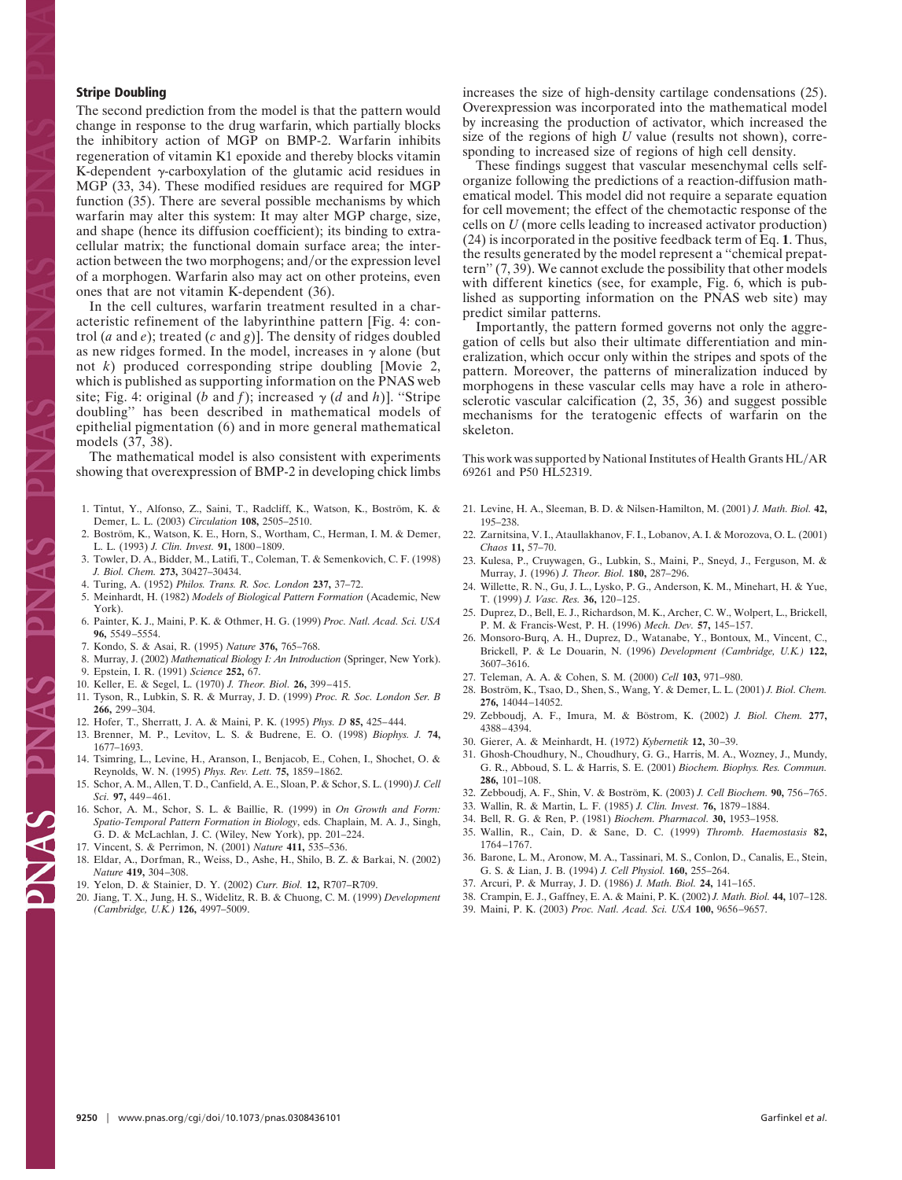### Stripe Doubling

The second prediction from the model is that the pattern would change in response to the drug warfarin, which partially blocks the inhibitory action of MGP on BMP-2. Warfarin inhibits regeneration of vitamin K1 epoxide and thereby blocks vitamin K-dependent $\gamma$-carboxylation of the glutamic acid residues in MGP (33, 34). These modified residues are required for MGP function (35). There are several possible mechanisms by which warfarin may alter this system: It may alter MGP charge, size, and shape (hence its diffusion coefficient); its binding to extracellular matrix; the functional domain surface area; the interaction between the two morphogens; and/or the expression level of a morphogen. Warfarin also may act on other proteins, even ones that are not vitamin K-dependent (36).

In the cell cultures, warfarin treatment resulted in a characteristic refinement of the labyrinthine pattern [Fig. 4: control (*a* and *e*); treated (*c* and *g*)]. The density of ridges doubled as new ridges formed. In the model, increases in $\gamma$ alone (but not $k$) produced corresponding stripe doubling [Movie 2, which is published as supporting information on the PNAS web site; Fig. 4: original (*b* and *f*); increased $\gamma$ (*d* and *h*)]. "Stripe doubling" has been described in mathematical models of epithelial pigmentation (6) and in more general mathematical models (37, 38).

The mathematical model is also consistent with experiments showing that overexpression of BMP-2 in developing chick limbs increases the size of high-density cartilage condensations (25). Overexpression was incorporated into the mathematical model by increasing the production of activator, which increased the size of the regions of high $U$ value (results not shown), corresponding to increased size of regions of high cell density.

These findings suggest that vascular mesenchymal cells self-organize following the predictions of a reaction-diffusion mathematical model. This model did not require a separate equation for cell movement; the effect of the chemotactic response of the cells on $U$ (more cells leading to increased activator production) (24) is incorporated in the positive feedback term of Eq. **1**. Thus, the results generated by the model represent a "chemical prepattern" (7, 39). We cannot exclude the possibility that other models with different kinetics (see, for example, Fig. 6, which is published as supporting information on the PNAS web site) may predict similar patterns.

Importantly, the pattern formed governs not only the aggregation of cells but also their ultimate differentiation and mineralization, which occur only within the stripes and spots of the pattern. Moreover, the patterns of mineralization induced by morphogens in these vascular cells may have a role in atherosclerotic vascular calcification (2, 35, 36) and suggest possible mechanisms for the teratogenic effects of warfarin on the skeleton.

This work was supported by National Institutes of Health Grants HL/AR 69261 and P50 HL52319.

1. Tintut, Y., Alfonso, Z., Saini, T., Radcliff, K., Watson, K., Boström, K. & Demer, L. L. (2003) *Circulation* **108,** 2505–2510.
2. Boström, K., Watson, K. E., Horn, S., Wortham, C., Herman, I. M. & Demer, L. L. (1993) *J. Clin. Invest.* **91,** 1800–1809.
3. Towler, D. A., Bidder, M., Latifi, T., Coleman, T. & Semenkovich, C. F. (1998) *J. Biol. Chem.* **273,** 30427–30434.
4. Turing, A. (1952) *Philos. Trans. R. Soc. London* **237,** 37–72.
5. Meinhardt, H. (1982) *Models of Biological Pattern Formation* (Academic, New York).
6. Painter, K. J., Maini, P. K. & Othmer, H. G. (1999) *Proc. Natl. Acad. Sci. USA* **96,** 5549–5554.
7. Kondo, S. & Asai, R. (1995) *Nature* **376,** 765–768.
8. Murray, J. (2002) *Mathematical Biology I: An Introduction* (Springer, New York).
9. Epstein, I. R. (1991) *Science* **252,** 67.
10. Keller, E. & Segel, L. (1970) *J. Theor. Biol.* **26,** 399–415.
11. Tyson, R., Lubkin, S. R. & Murray, J. D. (1999) *Proc. R. Soc. London Ser. B* **266,** 299–304.
12. Hofer, T., Sherratt, J. A. & Maini, P. K. (1995) *Phys. D* **85,** 425–444.
13. Brenner, M. P., Levitov, L. S. & Budrene, E. O. (1998) *Biophys. J.* **74,** 1677–1693.
14. Tsimring, L., Levine, H., Aranson, I., Benjacob, E., Cohen, I., Shochet, O. & Reynolds, W. N. (1995) *Phys. Rev. Lett.* **75,** 1859–1862.
15. Schor, A. M., Allen, T. D., Canfield, A. E., Sloan, P. & Schor, S. L. (1990) *J. Cell Sci.* **97,** 449–461.
16. Schor, A. M., Schor, S. L. & Baillie, R. (1999) in *On Growth and Form: Spatio-Temporal Pattern Formation in Biology*, eds. Chaplain, M. A. J., Singh, G. D. & McLachlan, J. C. (Wiley, New York), pp. 201–224.
17. Vincent, S. & Perrimon, N. (2001) *Nature* **411,** 535–536.
18. Eldar, A., Dorfman, R., Weiss, D., Ashe, H., Shilo, B. Z. & Barkai, N. (2002) *Nature* **419,** 304–308.
19. Yelon, D. & Stainier, D. Y. (2002) *Curr. Biol.* **12,** R707–R709.
20. Jiang, T. X., Jung, H. S., Widelitz, R. B. & Chuong, C. M. (1999) *Development (Cambridge, U.K.)* **126,** 4997–5009.
21. Levine, H. A., Sleeman, B. D. & Nilsen-Hamilton, M. (2001) *J. Math. Biol.* **42,** 195–238.
22. Zarnitsina, V. I., Ataullakhanov, F. I., Lobanov, A. I. & Morozova, O. L. (2001) *Chaos* **11,** 57–70.
23. Kulesa, P., Cruywagen, G., Lubkin, S., Maini, P., Sneyd, J., Ferguson, M. & Murray, J. (1996) *J. Theor. Biol.* **180,** 287–296.
24. Willette, R. N., Gu, J. L., Lysko, P. G., Anderson, K. M., Minehart, H. & Yue, T. (1999) *J. Vasc. Res.* **36,** 120–125.
25. Duprez, D., Bell, E. J., Richardson, M. K., Archer, C. W., Wolpert, L., Brickell, P. M. & Francis-West, P. H. (1996) *Mech. Dev.* **57,** 145–157.
26. Monsoro-Burq, A. H., Duprez, D., Watanabe, Y., Bontoux, M., Vincent, C., Brickell, P. & Le Douarin, N. (1996) *Development (Cambridge, U.K.)* **122,** 3607–3616.
27. Teleman, A. A. & Cohen, S. M. (2000) *Cell* **103,** 971–980.
28. Boström, K., Tsao, D., Shen, S., Wang, Y. & Demer, L. L. (2001) *J. Biol. Chem.* **276,** 14044–14052.
29. Zebboudj, A. F., Imura, M. & Böstrom, K. (2002) *J. Biol. Chem.* **277,** 4388–4394.
30. Gierer, A. & Meinhardt, H. (1972) *Kybernetik* **12,** 30–39.
31. Ghosh-Choudhury, N., Choudhury, G. G., Harris, M. A., Wozney, J., Mundy, G. R., Abboud, S. L. & Harris, S. E. (2001) *Biochem. Biophys. Res. Commun.* **286,** 101–108.
32. Zebboudj, A. F., Shin, V. & Boström, K. (2003) *J. Cell Biochem.* **90,** 756–765.
33. Wallin, R. & Martin, L. F. (1985) *J. Clin. Invest.* **76,** 1879–1884.
34. Bell, R. G. & Ren, P. (1981) *Biochem. Pharmacol.* **30,** 1953–1958.
35. Wallin, R., Cain, D. & Sane, D. C. (1999) *Thromb. Haemostasis* **82,** 1764–1767.
36. Barone, L. M., Aronow, M. A., Tassinari, M. S., Conlon, D., Canalis, E., Stein, G. S. & Lian, J. B. (1994) *J. Cell Physiol.* **160,** 255–264.
37. Arcuri, P. & Murray, J. D. (1986) *J. Math. Biol.* **24,** 141–165.
38. Crampin, E. J., Gaffney, E. A. & Maini, P. K. (2002) *J. Math. Biol.* **44,** 107–128.
39. Maini, P. K. (2003) *Proc. Natl. Acad. Sci. USA* **100,** 9656–9657.